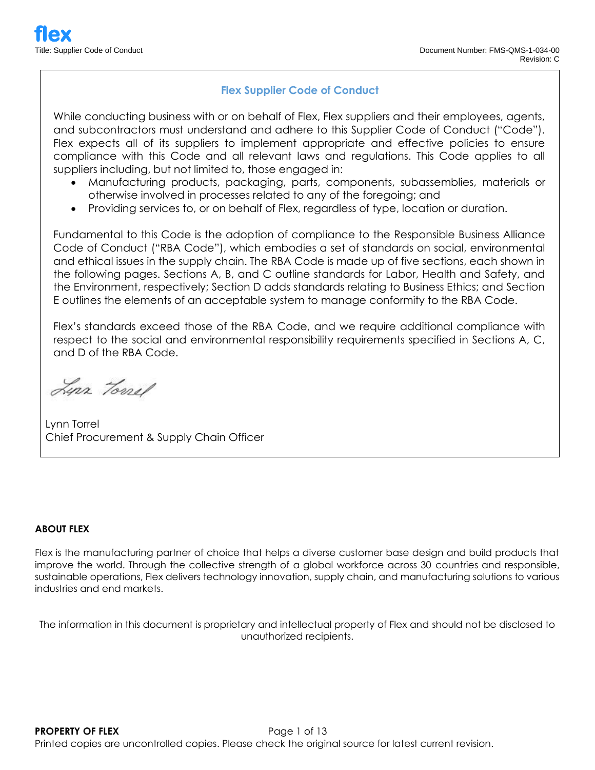# Flex Supplier Code of Conduct

While conducting business with or on behalf of Flex, Flex suppliers and their employees, agents, and subcontractors must understand and adhere to this Supplier Code of Conduct ("Code"). Flex expects all of its suppliers to implement appropriate and effective policies to ensure compliance with this Code and all relevant laws and regulations. This Code applies to all suppliers including, but not limited to, those engaged in:

- Manufacturing products, packaging, parts, components, subassemblies, materials or otherwise involved in processes related to any of the foregoing; and
- Providing services to, or on behalf of Flex, regardless of type, location or duration.

Fundamental to this Code is the adoption of compliance to the Responsible Business Alliance Code of Conduct ("RBA Code"), which embodies a set of standards on social, environmental and ethical issues in the supply chain. The RBA Code is made up of five sections, each shown in the following pages. Sections A, B, and C outline standards for Labor, Health and Safety, and the Environment, respectively; Section D adds standards relating to Business Ethics; and Section E outlines the elements of an acceptable system to manage conformity to the RBA Code.

Flex's standards exceed those of the RBA Code, and we require additional compliance with respect to the social and environmental responsibility requirements specified in Sections A, C, and D of the RBA Code.

Lynn Torrel
Chief Procurement & Supply Chain Officer

## ABOUT FLEX

Flex is the manufacturing partner of choice that helps a diverse customer base design and build products that improve the world. Through the collective strength of a global workforce across 30 countries and responsible, sustainable operations, Flex delivers technology innovation, supply chain, and manufacturing solutions to various industries and end markets.

The information in this document is proprietary and intellectual property of Flex and should not be disclosed to unauthorized recipients.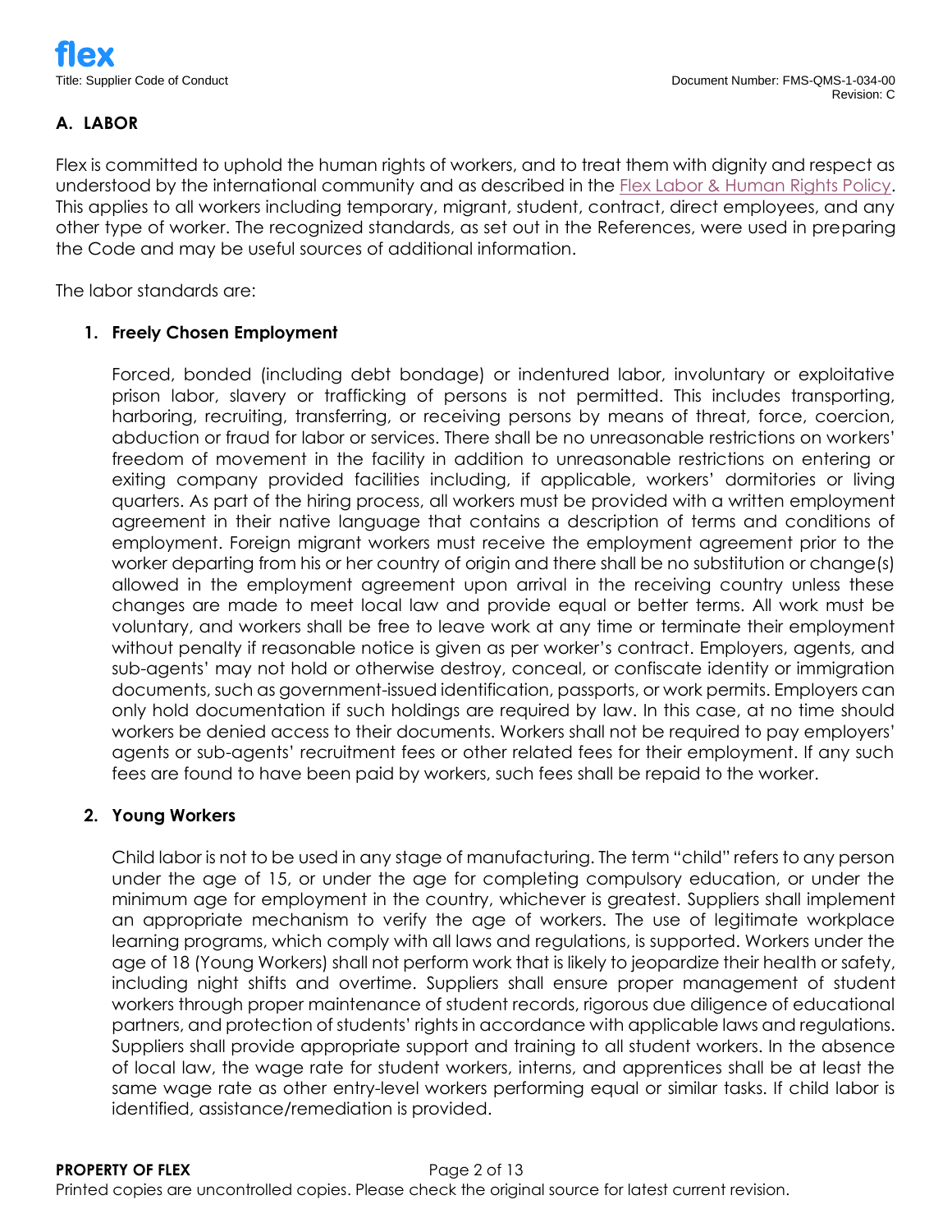## A. LABOR

Flex is committed to uphold the human rights of workers, and to treat them with dignity and respect as understood by the international community and as described in the Flex Labor & Human Rights Policy. This applies to all workers including temporary, migrant, student, contract, direct employees, and any other type of worker. The recognized standards, as set out in the References, were used in preparing the Code and may be useful sources of additional information.

The labor standards are:

### 1. Freely Chosen Employment

Forced, bonded (including debt bondage) or indentured labor, involuntary or exploitative prison labor, slavery or trafficking of persons is not permitted. This includes transporting, harboring, recruiting, transferring, or receiving persons by means of threat, force, coercion, abduction or fraud for labor or services. There shall be no unreasonable restrictions on workers' freedom of movement in the facility in addition to unreasonable restrictions on entering or exiting company provided facilities including, if applicable, workers' dormitories or living quarters. As part of the hiring process, all workers must be provided with a written employment agreement in their native language that contains a description of terms and conditions of employment. Foreign migrant workers must receive the employment agreement prior to the worker departing from his or her country of origin and there shall be no substitution or change(s) allowed in the employment agreement upon arrival in the receiving country unless these changes are made to meet local law and provide equal or better terms. All work must be voluntary, and workers shall be free to leave work at any time or terminate their employment without penalty if reasonable notice is given as per worker's contract. Employers, agents, and sub-agents' may not hold or otherwise destroy, conceal, or confiscate identity or immigration documents, such as government-issued identification, passports, or work permits. Employers can only hold documentation if such holdings are required by law. In this case, at no time should workers be denied access to their documents. Workers shall not be required to pay employers' agents or sub-agents' recruitment fees or other related fees for their employment. If any such fees are found to have been paid by workers, such fees shall be repaid to the worker.

### 2. Young Workers

Child labor is not to be used in any stage of manufacturing. The term "child" refers to any person under the age of 15, or under the age for completing compulsory education, or under the minimum age for employment in the country, whichever is greatest. Suppliers shall implement an appropriate mechanism to verify the age of workers. The use of legitimate workplace learning programs, which comply with all laws and regulations, is supported. Workers under the age of 18 (Young Workers) shall not perform work that is likely to jeopardize their health or safety, including night shifts and overtime. Suppliers shall ensure proper management of student workers through proper maintenance of student records, rigorous due diligence of educational partners, and protection of students' rights in accordance with applicable laws and regulations. Suppliers shall provide appropriate support and training to all student workers. In the absence of local law, the wage rate for student workers, interns, and apprentices shall be at least the same wage rate as other entry-level workers performing equal or similar tasks. If child labor is identified, assistance/remediation is provided.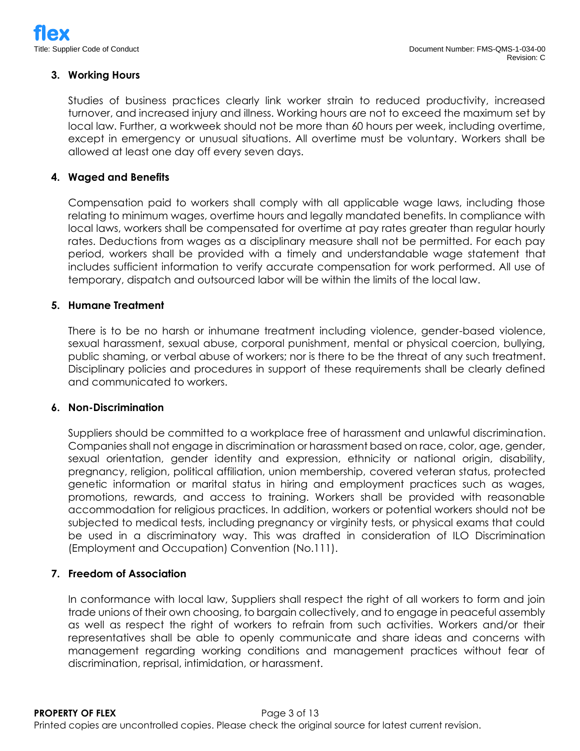### 3. Working Hours

Studies of business practices clearly link worker strain to reduced productivity, increased turnover, and increased injury and illness. Working hours are not to exceed the maximum set by local law. Further, a workweek should not be more than 60 hours per week, including overtime, except in emergency or unusual situations. All overtime must be voluntary. Workers shall be allowed at least one day off every seven days.

### 4. Waged and Benefits

Compensation paid to workers shall comply with all applicable wage laws, including those relating to minimum wages, overtime hours and legally mandated benefits. In compliance with local laws, workers shall be compensated for overtime at pay rates greater than regular hourly rates. Deductions from wages as a disciplinary measure shall not be permitted. For each pay period, workers shall be provided with a timely and understandable wage statement that includes sufficient information to verify accurate compensation for work performed. All use of temporary, dispatch and outsourced labor will be within the limits of the local law.

### 5. Humane Treatment

There is to be no harsh or inhumane treatment including violence, gender-based violence, sexual harassment, sexual abuse, corporal punishment, mental or physical coercion, bullying, public shaming, or verbal abuse of workers; nor is there to be the threat of any such treatment. Disciplinary policies and procedures in support of these requirements shall be clearly defined and communicated to workers.

### 6. Non-Discrimination

Suppliers should be committed to a workplace free of harassment and unlawful discrimination. Companies shall not engage in discrimination or harassment based on race, color, age, gender, sexual orientation, gender identity and expression, ethnicity or national origin, disability, pregnancy, religion, political affiliation, union membership, covered veteran status, protected genetic information or marital status in hiring and employment practices such as wages, promotions, rewards, and access to training. Workers shall be provided with reasonable accommodation for religious practices. In addition, workers or potential workers should not be subjected to medical tests, including pregnancy or virginity tests, or physical exams that could be used in a discriminatory way. This was drafted in consideration of ILO Discrimination (Employment and Occupation) Convention (No.111).

### 7. Freedom of Association

In conformance with local law, Suppliers shall respect the right of all workers to form and join trade unions of their own choosing, to bargain collectively, and to engage in peaceful assembly as well as respect the right of workers to refrain from such activities. Workers and/or their representatives shall be able to openly communicate and share ideas and concerns with management regarding working conditions and management practices without fear of discrimination, reprisal, intimidation, or harassment.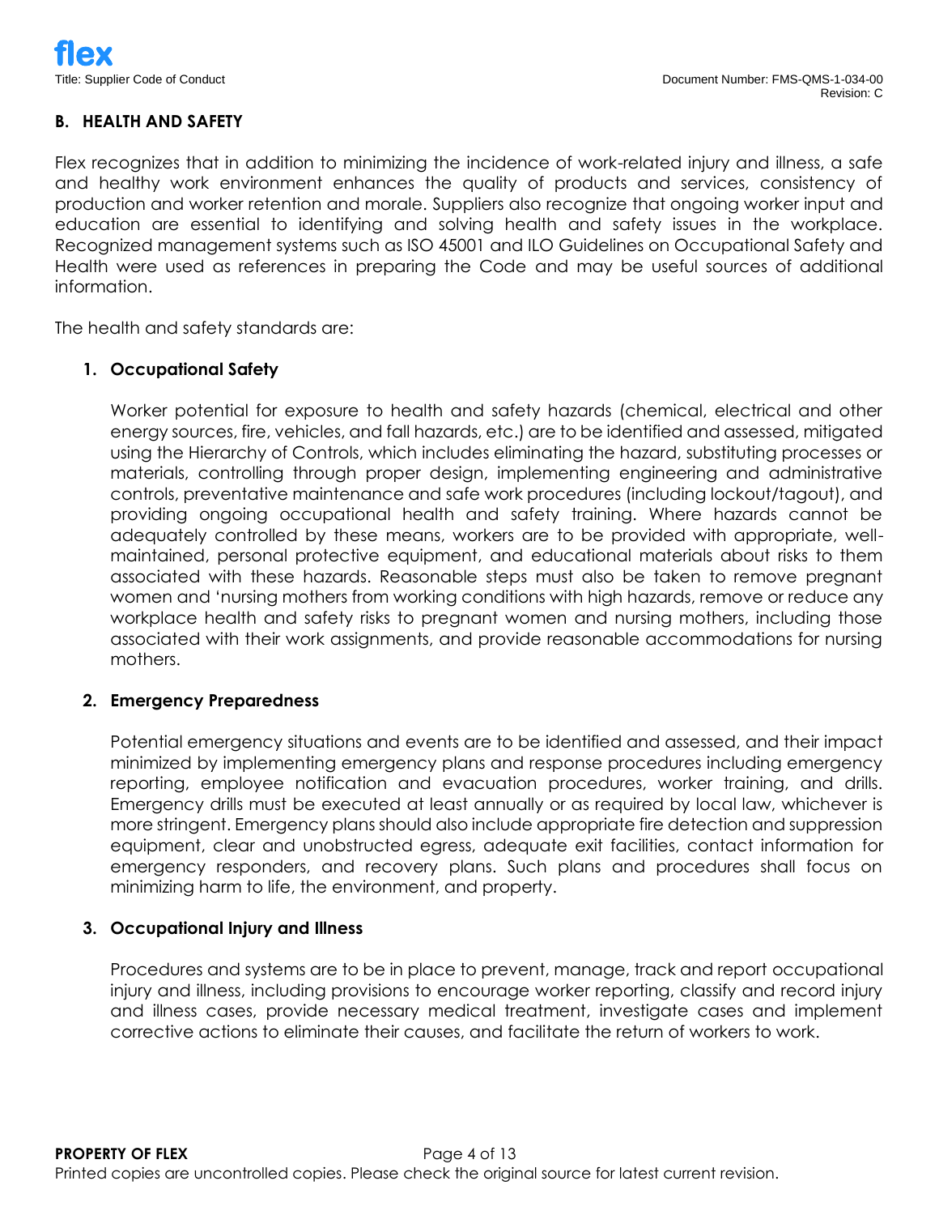## B. HEALTH AND SAFETY

Flex recognizes that in addition to minimizing the incidence of work-related injury and illness, a safe and healthy work environment enhances the quality of products and services, consistency of production and worker retention and morale. Suppliers also recognize that ongoing worker input and education are essential to identifying and solving health and safety issues in the workplace. Recognized management systems such as ISO 45001 and ILO Guidelines on Occupational Safety and Health were used as references in preparing the Code and may be useful sources of additional information.

The health and safety standards are:

### 1. Occupational Safety

Worker potential for exposure to health and safety hazards (chemical, electrical and other energy sources, fire, vehicles, and fall hazards, etc.) are to be identified and assessed, mitigated using the Hierarchy of Controls, which includes eliminating the hazard, substituting processes or materials, controlling through proper design, implementing engineering and administrative controls, preventative maintenance and safe work procedures (including lockout/tagout), and providing ongoing occupational health and safety training. Where hazards cannot be adequately controlled by these means, workers are to be provided with appropriate, well-maintained, personal protective equipment, and educational materials about risks to them associated with these hazards. Reasonable steps must also be taken to remove pregnant women and 'nursing mothers from working conditions with high hazards, remove or reduce any workplace health and safety risks to pregnant women and nursing mothers, including those associated with their work assignments, and provide reasonable accommodations for nursing mothers.

### 2. Emergency Preparedness

Potential emergency situations and events are to be identified and assessed, and their impact minimized by implementing emergency plans and response procedures including emergency reporting, employee notification and evacuation procedures, worker training, and drills. Emergency drills must be executed at least annually or as required by local law, whichever is more stringent. Emergency plans should also include appropriate fire detection and suppression equipment, clear and unobstructed egress, adequate exit facilities, contact information for emergency responders, and recovery plans. Such plans and procedures shall focus on minimizing harm to life, the environment, and property.

### 3. Occupational Injury and Illness

Procedures and systems are to be in place to prevent, manage, track and report occupational injury and illness, including provisions to encourage worker reporting, classify and record injury and illness cases, provide necessary medical treatment, investigate cases and implement corrective actions to eliminate their causes, and facilitate the return of workers to work.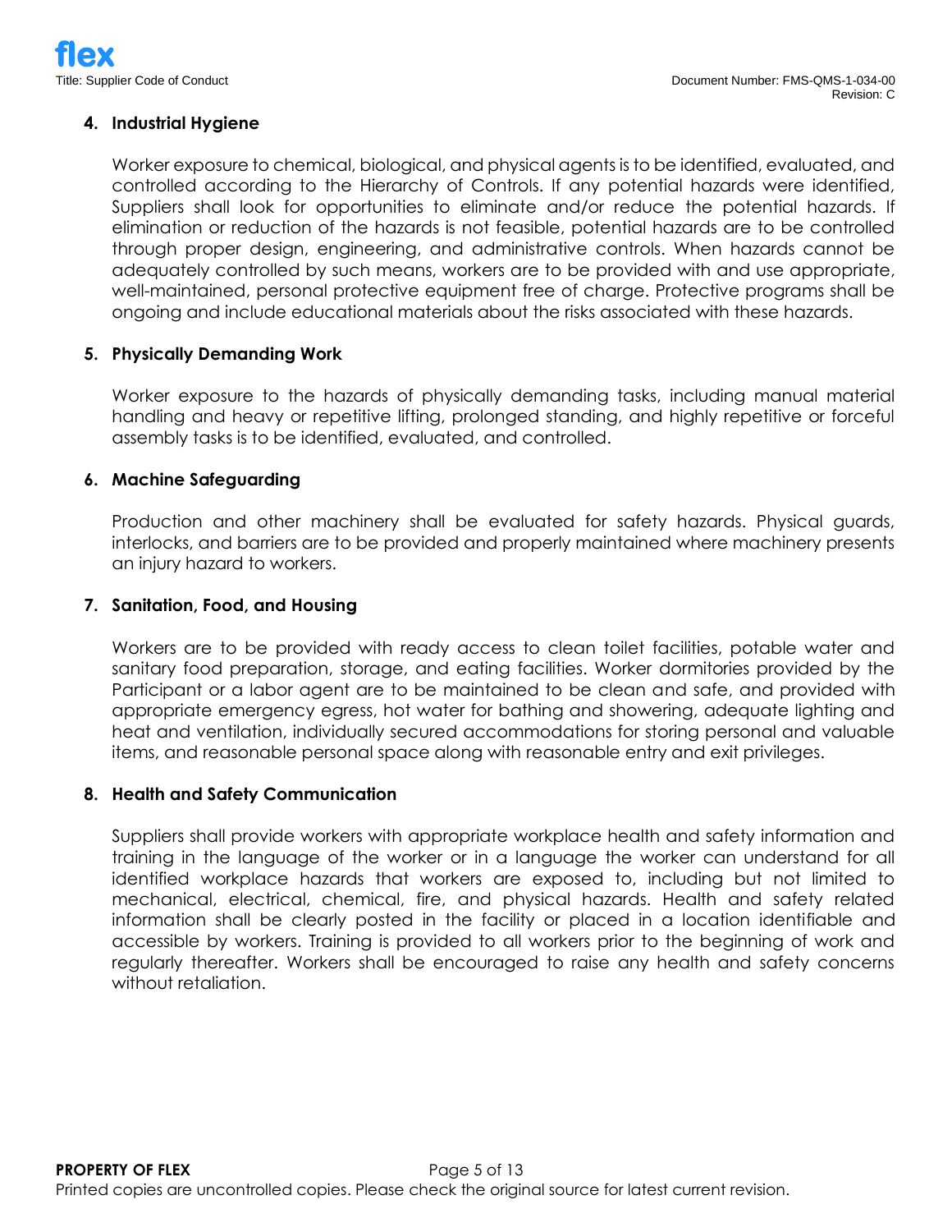### 4. Industrial Hygiene

Worker exposure to chemical, biological, and physical agents is to be identified, evaluated, and controlled according to the Hierarchy of Controls. If any potential hazards were identified, Suppliers shall look for opportunities to eliminate and/or reduce the potential hazards. If elimination or reduction of the hazards is not feasible, potential hazards are to be controlled through proper design, engineering, and administrative controls. When hazards cannot be adequately controlled by such means, workers are to be provided with and use appropriate, well-maintained, personal protective equipment free of charge. Protective programs shall be ongoing and include educational materials about the risks associated with these hazards.

### 5. Physically Demanding Work

Worker exposure to the hazards of physically demanding tasks, including manual material handling and heavy or repetitive lifting, prolonged standing, and highly repetitive or forceful assembly tasks is to be identified, evaluated, and controlled.

### 6. Machine Safeguarding

Production and other machinery shall be evaluated for safety hazards. Physical guards, interlocks, and barriers are to be provided and properly maintained where machinery presents an injury hazard to workers.

### 7. Sanitation, Food, and Housing

Workers are to be provided with ready access to clean toilet facilities, potable water and sanitary food preparation, storage, and eating facilities. Worker dormitories provided by the Participant or a labor agent are to be maintained to be clean and safe, and provided with appropriate emergency egress, hot water for bathing and showering, adequate lighting and heat and ventilation, individually secured accommodations for storing personal and valuable items, and reasonable personal space along with reasonable entry and exit privileges.

### 8. Health and Safety Communication

Suppliers shall provide workers with appropriate workplace health and safety information and training in the language of the worker or in a language the worker can understand for all identified workplace hazards that workers are exposed to, including but not limited to mechanical, electrical, chemical, fire, and physical hazards. Health and safety related information shall be clearly posted in the facility or placed in a location identifiable and accessible by workers. Training is provided to all workers prior to the beginning of work and regularly thereafter. Workers shall be encouraged to raise any health and safety concerns without retaliation.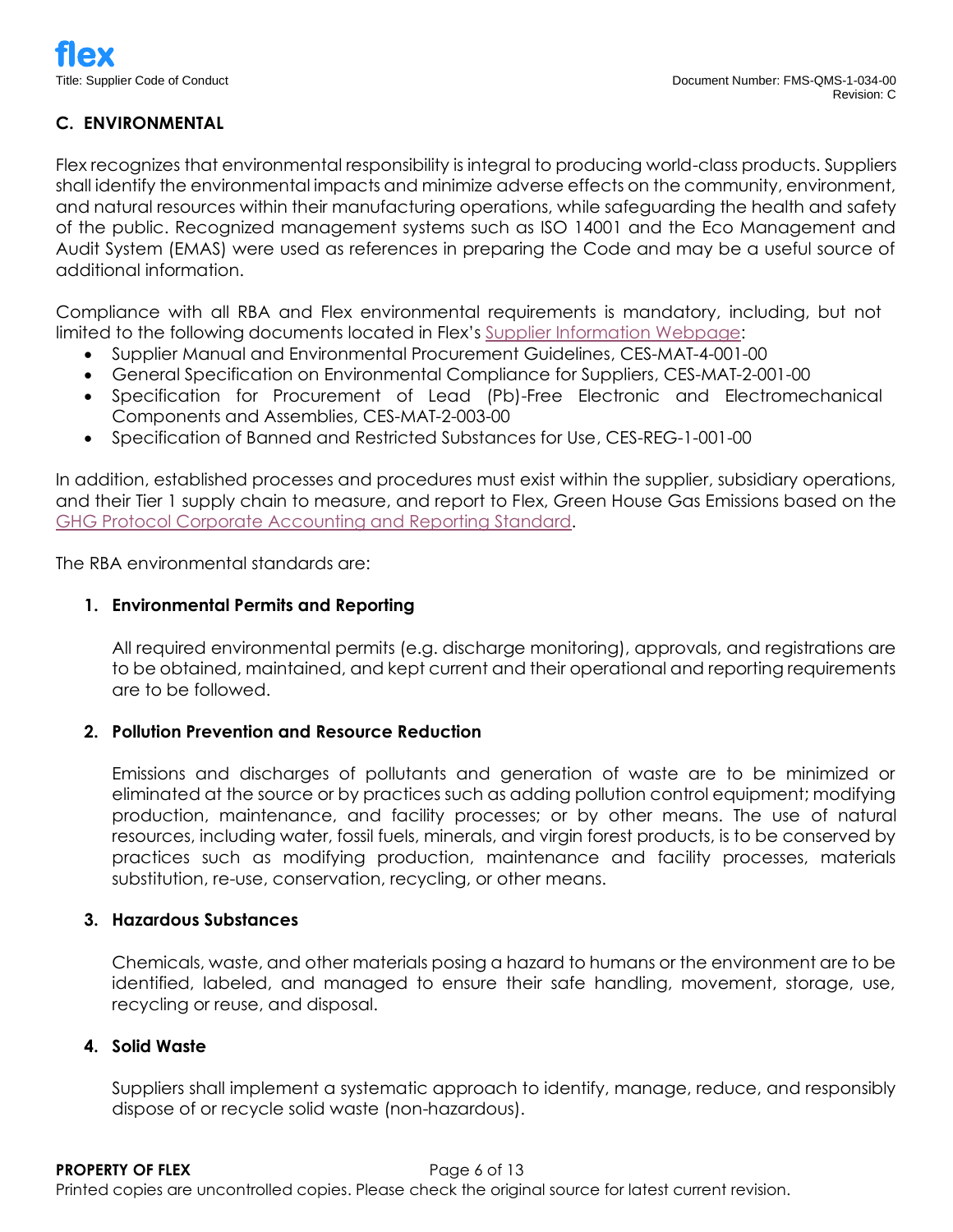## C. ENVIRONMENTAL

Flex recognizes that environmental responsibility is integral to producing world-class products. Suppliers shall identify the environmental impacts and minimize adverse effects on the community, environment, and natural resources within their manufacturing operations, while safeguarding the health and safety of the public. Recognized management systems such as ISO 14001 and the Eco Management and Audit System (EMAS) were used as references in preparing the Code and may be a useful source of additional information.

Compliance with all RBA and Flex environmental requirements is mandatory, including, but not limited to the following documents located in Flex's Supplier Information Webpage:

- Supplier Manual and Environmental Procurement Guidelines, CES-MAT-4-001-00
- General Specification on Environmental Compliance for Suppliers, CES-MAT-2-001-00
- Specification for Procurement of Lead (Pb)-Free Electronic and Electromechanical Components and Assemblies, CES-MAT-2-003-00
- Specification of Banned and Restricted Substances for Use, CES-REG-1-001-00

In addition, established processes and procedures must exist within the supplier, subsidiary operations, and their Tier 1 supply chain to measure, and report to Flex, Green House Gas Emissions based on the GHG Protocol Corporate Accounting and Reporting Standard.

The RBA environmental standards are:

### 1. Environmental Permits and Reporting

All required environmental permits (e.g. discharge monitoring), approvals, and registrations are to be obtained, maintained, and kept current and their operational and reporting requirements are to be followed.

### 2. Pollution Prevention and Resource Reduction

Emissions and discharges of pollutants and generation of waste are to be minimized or eliminated at the source or by practices such as adding pollution control equipment; modifying production, maintenance, and facility processes; or by other means. The use of natural resources, including water, fossil fuels, minerals, and virgin forest products, is to be conserved by practices such as modifying production, maintenance and facility processes, materials substitution, re-use, conservation, recycling, or other means.

### 3. Hazardous Substances

Chemicals, waste, and other materials posing a hazard to humans or the environment are to be identified, labeled, and managed to ensure their safe handling, movement, storage, use, recycling or reuse, and disposal.

### 4. Solid Waste

Suppliers shall implement a systematic approach to identify, manage, reduce, and responsibly dispose of or recycle solid waste (non-hazardous).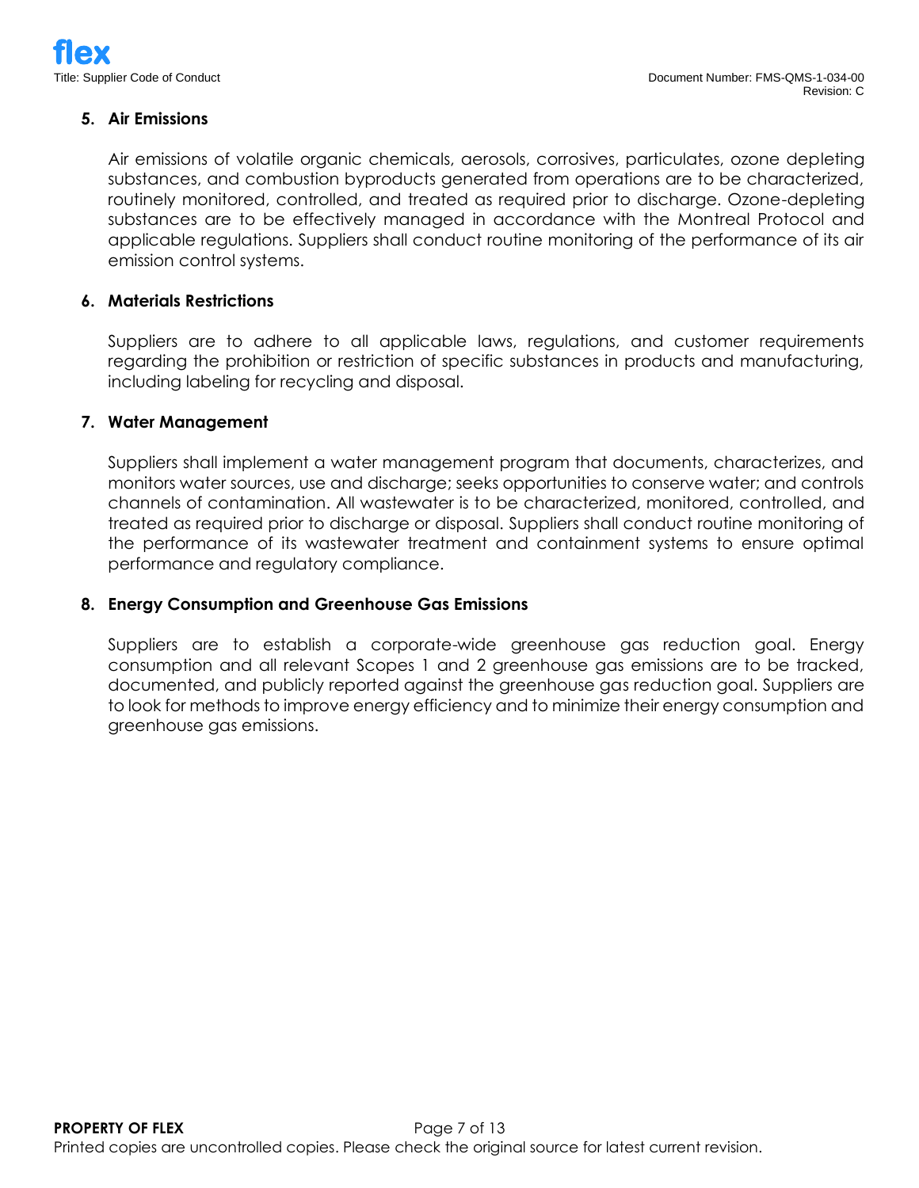### 5. Air Emissions

Air emissions of volatile organic chemicals, aerosols, corrosives, particulates, ozone depleting substances, and combustion byproducts generated from operations are to be characterized, routinely monitored, controlled, and treated as required prior to discharge. Ozone-depleting substances are to be effectively managed in accordance with the Montreal Protocol and applicable regulations. Suppliers shall conduct routine monitoring of the performance of its air emission control systems.

### 6. Materials Restrictions

Suppliers are to adhere to all applicable laws, regulations, and customer requirements regarding the prohibition or restriction of specific substances in products and manufacturing, including labeling for recycling and disposal.

### 7. Water Management

Suppliers shall implement a water management program that documents, characterizes, and monitors water sources, use and discharge; seeks opportunities to conserve water; and controls channels of contamination. All wastewater is to be characterized, monitored, controlled, and treated as required prior to discharge or disposal. Suppliers shall conduct routine monitoring of the performance of its wastewater treatment and containment systems to ensure optimal performance and regulatory compliance.

### 8. Energy Consumption and Greenhouse Gas Emissions

Suppliers are to establish a corporate-wide greenhouse gas reduction goal. Energy consumption and all relevant Scopes 1 and 2 greenhouse gas emissions are to be tracked, documented, and publicly reported against the greenhouse gas reduction goal. Suppliers are to look for methods to improve energy efficiency and to minimize their energy consumption and greenhouse gas emissions.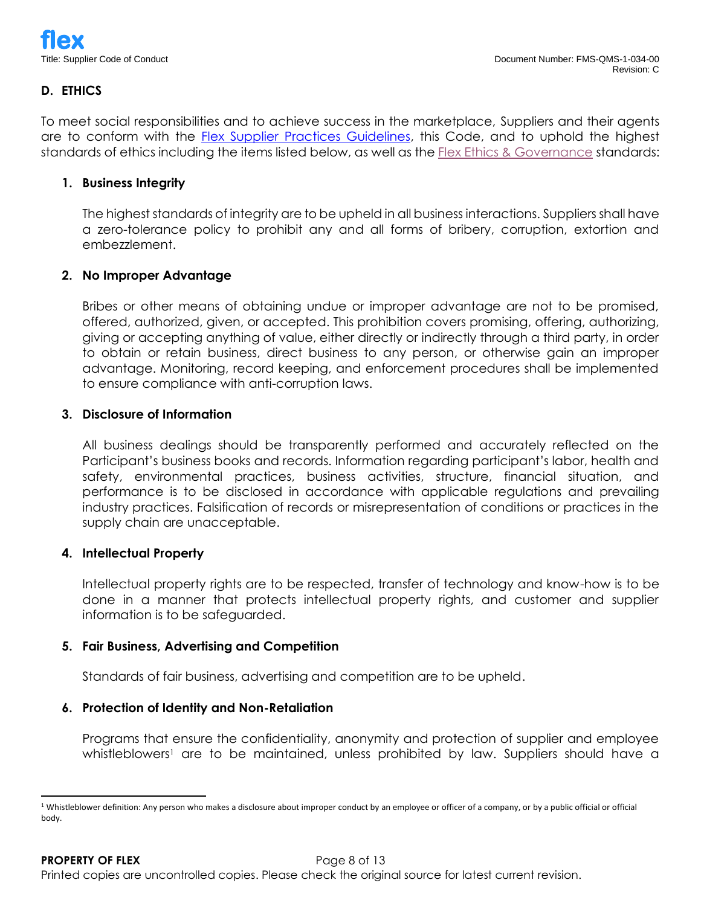## D. ETHICS

To meet social responsibilities and to achieve success in the marketplace, Suppliers and their agents are to conform with the Flex Supplier Practices Guidelines, this Code, and to uphold the highest standards of ethics including the items listed below, as well as the Flex Ethics & Governance standards:

### 1. Business Integrity

The highest standards of integrity are to be upheld in all business interactions. Suppliers shall have a zero-tolerance policy to prohibit any and all forms of bribery, corruption, extortion and embezzlement.

### 2. No Improper Advantage

Bribes or other means of obtaining undue or improper advantage are not to be promised, offered, authorized, given, or accepted. This prohibition covers promising, offering, authorizing, giving or accepting anything of value, either directly or indirectly through a third party, in order to obtain or retain business, direct business to any person, or otherwise gain an improper advantage. Monitoring, record keeping, and enforcement procedures shall be implemented to ensure compliance with anti-corruption laws.

### 3. Disclosure of Information

All business dealings should be transparently performed and accurately reflected on the Participant's business books and records. Information regarding participant's labor, health and safety, environmental practices, business activities, structure, financial situation, and performance is to be disclosed in accordance with applicable regulations and prevailing industry practices. Falsification of records or misrepresentation of conditions or practices in the supply chain are unacceptable.

### 4. Intellectual Property

Intellectual property rights are to be respected, transfer of technology and know-how is to be done in a manner that protects intellectual property rights, and customer and supplier information is to be safeguarded.

### 5. Fair Business, Advertising and Competition

Standards of fair business, advertising and competition are to be upheld.

### 6. Protection of Identity and Non-Retaliation

Programs that ensure the confidentiality, anonymity and protection of supplier and employee whistleblowers[1] are to be maintained, unless prohibited by law. Suppliers should have a

[1] Whistleblower definition: Any person who makes a disclosure about improper conduct by an employee or officer of a company, or by a public official or official body.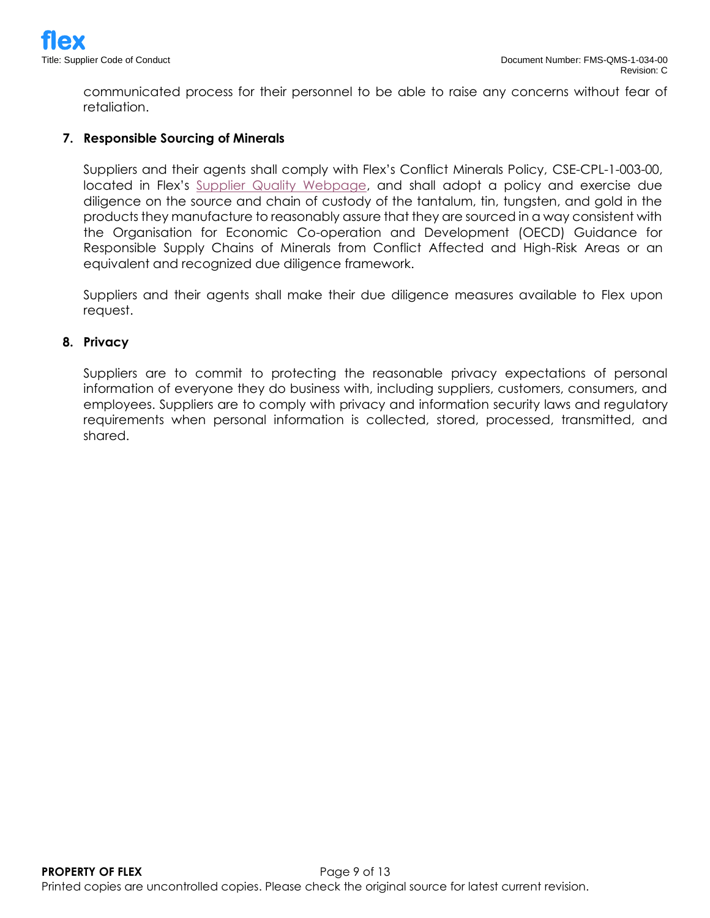communicated process for their personnel to be able to raise any concerns without fear of retaliation.

**7. Responsible Sourcing of Minerals**

Suppliers and their agents shall comply with Flex's Conflict Minerals Policy, CSE-CPL-1-003-00, located in Flex's Supplier Quality Webpage, and shall adopt a policy and exercise due diligence on the source and chain of custody of the tantalum, tin, tungsten, and gold in the products they manufacture to reasonably assure that they are sourced in a way consistent with the Organisation for Economic Co-operation and Development (OECD) Guidance for Responsible Supply Chains of Minerals from Conflict Affected and High-Risk Areas or an equivalent and recognized due diligence framework.

Suppliers and their agents shall make their due diligence measures available to Flex upon request.

**8. Privacy**

Suppliers are to commit to protecting the reasonable privacy expectations of personal information of everyone they do business with, including suppliers, customers, consumers, and employees. Suppliers are to comply with privacy and information security laws and regulatory requirements when personal information is collected, stored, processed, transmitted, and shared.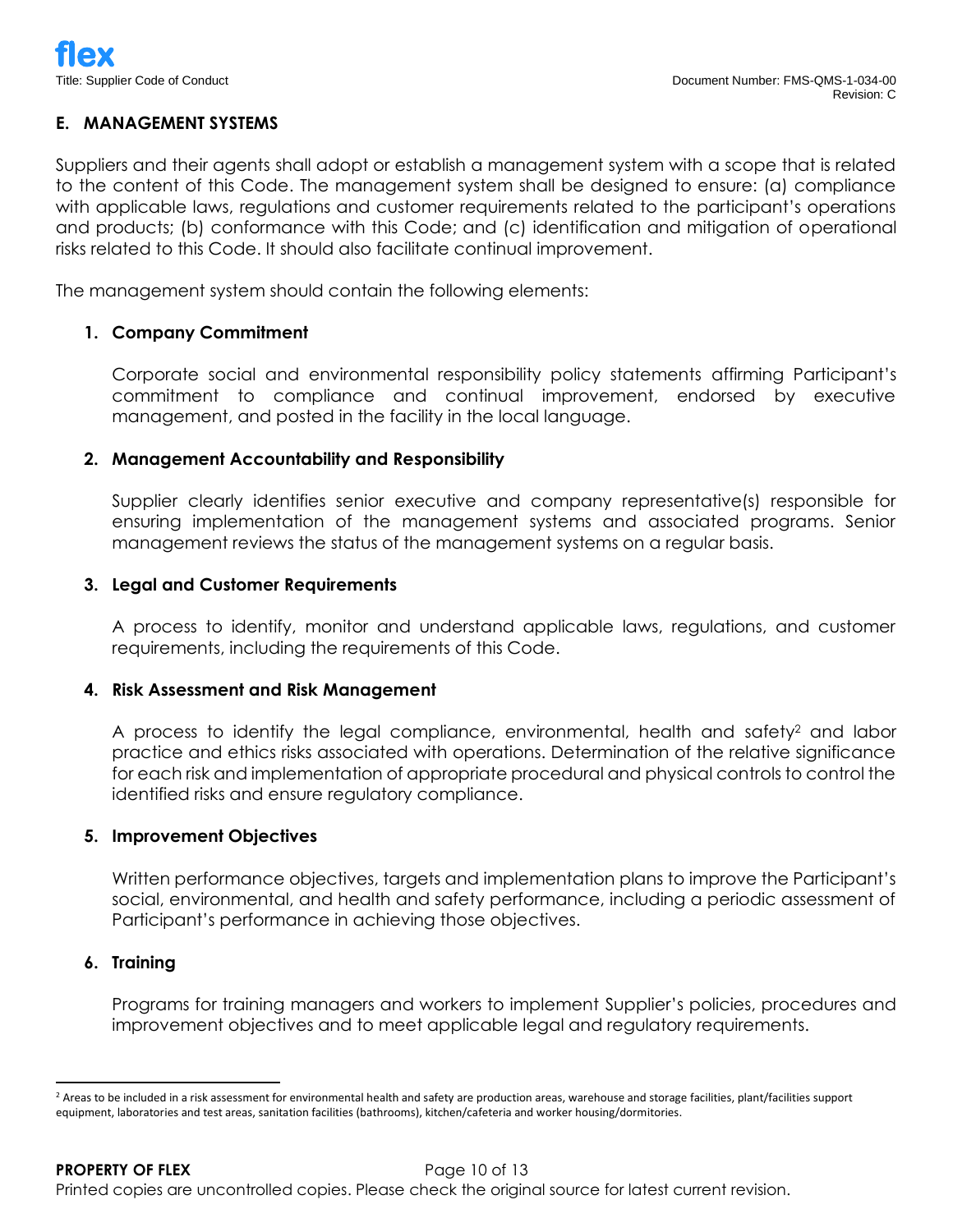## E. MANAGEMENT SYSTEMS

Suppliers and their agents shall adopt or establish a management system with a scope that is related to the content of this Code. The management system shall be designed to ensure: (a) compliance with applicable laws, regulations and customer requirements related to the participant's operations and products; (b) conformance with this Code; and (c) identification and mitigation of operational risks related to this Code. It should also facilitate continual improvement.

The management system should contain the following elements:

1. **Company Commitment**

   Corporate social and environmental responsibility policy statements affirming Participant's commitment to compliance and continual improvement, endorsed by executive management, and posted in the facility in the local language.

2. **Management Accountability and Responsibility**

   Supplier clearly identifies senior executive and company representative(s) responsible for ensuring implementation of the management systems and associated programs. Senior management reviews the status of the management systems on a regular basis.

3. **Legal and Customer Requirements**

   A process to identify, monitor and understand applicable laws, regulations, and customer requirements, including the requirements of this Code.

4. **Risk Assessment and Risk Management**

   A process to identify the legal compliance, environmental, health and safety[2] and labor practice and ethics risks associated with operations. Determination of the relative significance for each risk and implementation of appropriate procedural and physical controls to control the identified risks and ensure regulatory compliance.

5. **Improvement Objectives**

   Written performance objectives, targets and implementation plans to improve the Participant's social, environmental, and health and safety performance, including a periodic assessment of Participant's performance in achieving those objectives.

6. **Training**

   Programs for training managers and workers to implement Supplier's policies, procedures and improvement objectives and to meet applicable legal and regulatory requirements.

---

[2] Areas to be included in a risk assessment for environmental health and safety are production areas, warehouse and storage facilities, plant/facilities support equipment, laboratories and test areas, sanitation facilities (bathrooms), kitchen/cafeteria and worker housing/dormitories.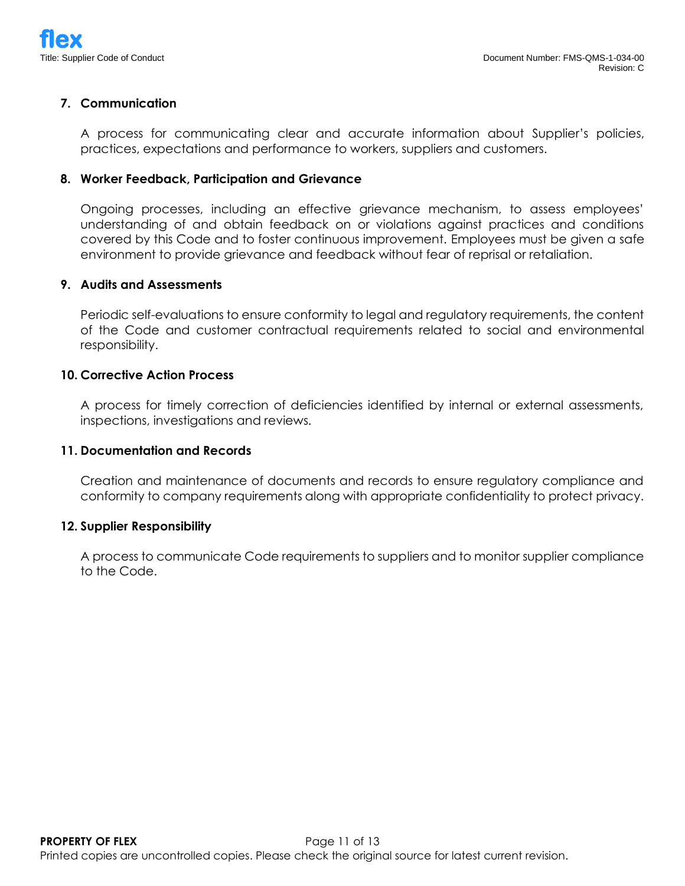**7. Communication**

A process for communicating clear and accurate information about Supplier's policies, practices, expectations and performance to workers, suppliers and customers.

**8. Worker Feedback, Participation and Grievance**

Ongoing processes, including an effective grievance mechanism, to assess employees' understanding of and obtain feedback on or violations against practices and conditions covered by this Code and to foster continuous improvement. Employees must be given a safe environment to provide grievance and feedback without fear of reprisal or retaliation.

**9. Audits and Assessments**

Periodic self-evaluations to ensure conformity to legal and regulatory requirements, the content of the Code and customer contractual requirements related to social and environmental responsibility.

**10. Corrective Action Process**

A process for timely correction of deficiencies identified by internal or external assessments, inspections, investigations and reviews.

**11. Documentation and Records**

Creation and maintenance of documents and records to ensure regulatory compliance and conformity to company requirements along with appropriate confidentiality to protect privacy.

**12. Supplier Responsibility**

A process to communicate Code requirements to suppliers and to monitor supplier compliance to the Code.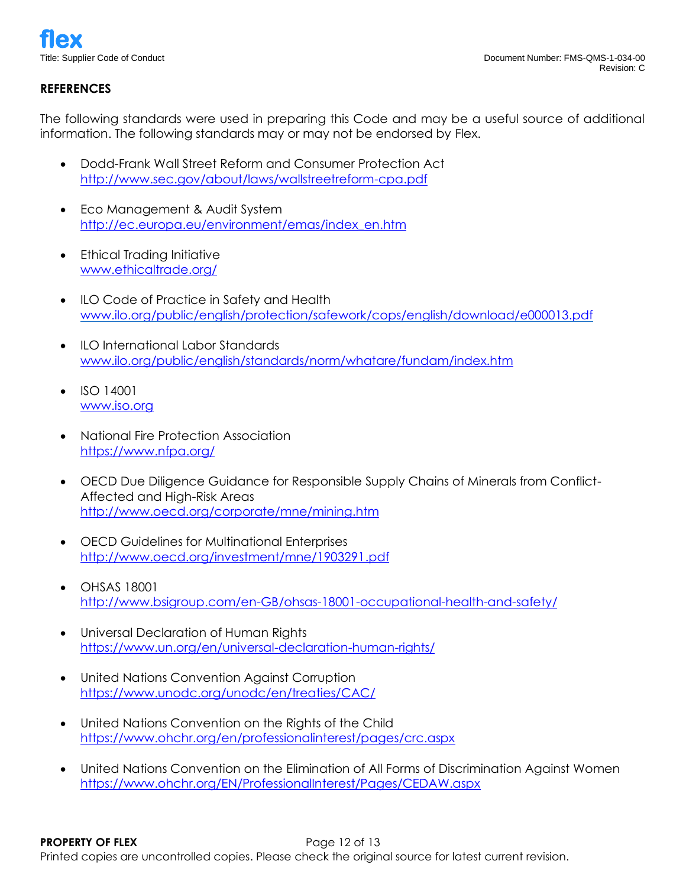## REFERENCES

The following standards were used in preparing this Code and may be a useful source of additional information. The following standards may or may not be endorsed by Flex.

- Dodd-Frank Wall Street Reform and Consumer Protection Act
  http://www.sec.gov/about/laws/wallstreetreform-cpa.pdf

- Eco Management & Audit System
  http://ec.europa.eu/environment/emas/index_en.htm

- Ethical Trading Initiative
  www.ethicaltrade.org/

- ILO Code of Practice in Safety and Health
  www.ilo.org/public/english/protection/safework/cops/english/download/e000013.pdf

- ILO International Labor Standards
  www.ilo.org/public/english/standards/norm/whatare/fundam/index.htm

- ISO 14001
  www.iso.org

- National Fire Protection Association
  https://www.nfpa.org/

- OECD Due Diligence Guidance for Responsible Supply Chains of Minerals from Conflict-Affected and High-Risk Areas
  http://www.oecd.org/corporate/mne/mining.htm

- OECD Guidelines for Multinational Enterprises
  http://www.oecd.org/investment/mne/1903291.pdf

- OHSAS 18001
  http://www.bsigroup.com/en-GB/ohsas-18001-occupational-health-and-safety/

- Universal Declaration of Human Rights
  https://www.un.org/en/universal-declaration-human-rights/

- United Nations Convention Against Corruption
  https://www.unodc.org/unodc/en/treaties/CAC/

- United Nations Convention on the Rights of the Child
  https://www.ohchr.org/en/professionalinterest/pages/crc.aspx

- United Nations Convention on the Elimination of All Forms of Discrimination Against Women
  https://www.ohchr.org/EN/ProfessionalInterest/Pages/CEDAW.aspx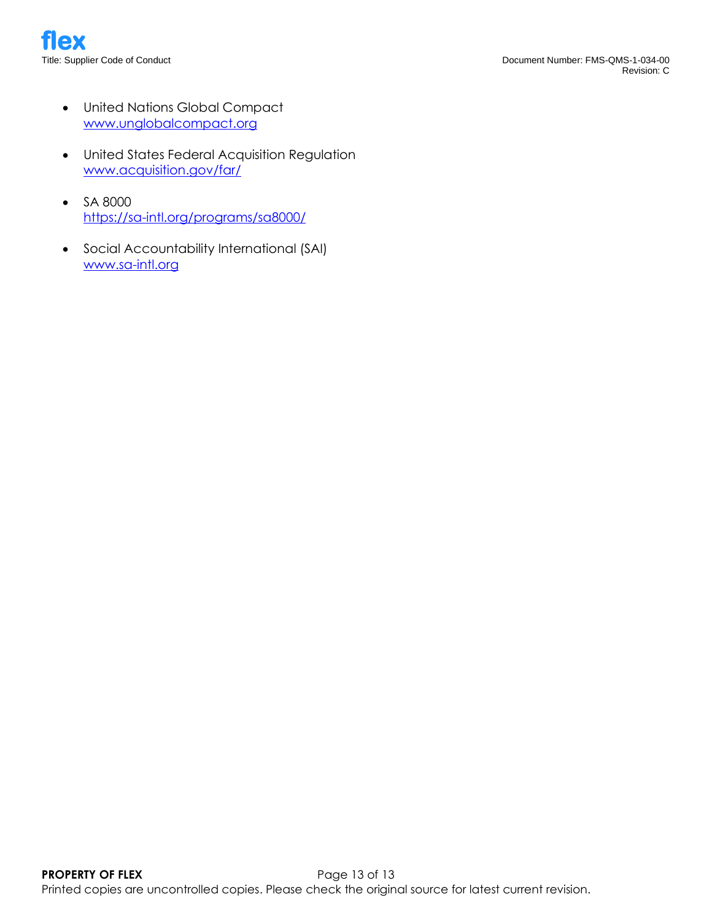- United Nations Global Compact
  [www.unglobalcompact.org](http://www.unglobalcompact.org)

- United States Federal Acquisition Regulation
  [www.acquisition.gov/far/](http://www.acquisition.gov/far/)

- SA 8000
  [https://sa-intl.org/programs/sa8000/](https://sa-intl.org/programs/sa8000/)

- Social Accountability International (SAI)
  [www.sa-intl.org](http://www.sa-intl.org)